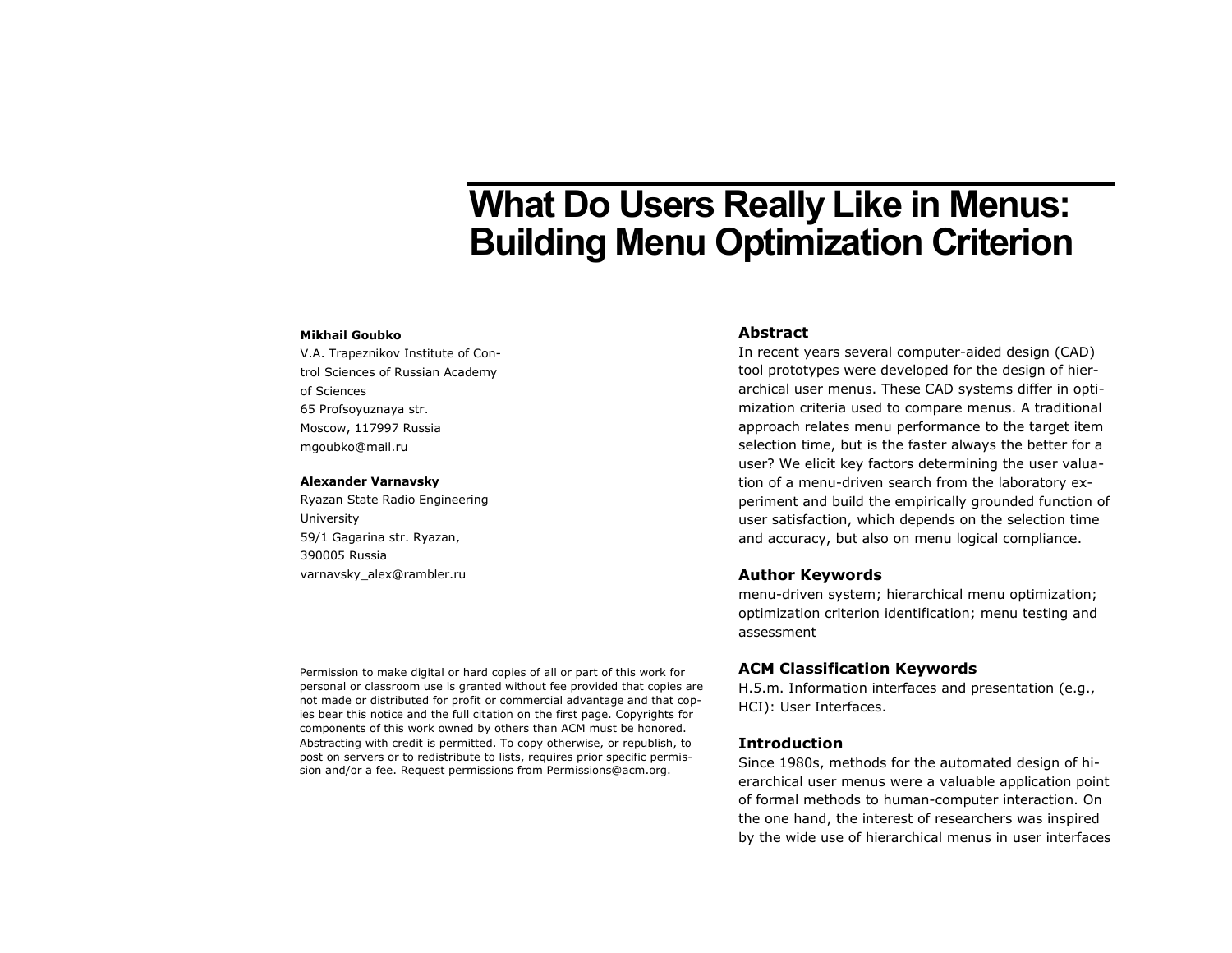# What Do Users Really Like in Menus: Building Menu Optimization Criterion

**Mikhail Goubko**
V.A. Trapeznikov Institute of Control Sciences of Russian Academy of Sciences
65 Profsoyuznaya str.
Moscow, 117997 Russia
mgoubko@mail.ru

**Alexander Varnavsky**
Ryazan State Radio Engineering University
59/1 Gagarina str. Ryazan,
390005 Russia
varnavsky_alex@rambler.ru

Permission to make digital or hard copies of all or part of this work for personal or classroom use is granted without fee provided that copies are not made or distributed for profit or commercial advantage and that copies bear this notice and the full citation on the first page. Copyrights for components of this work owned by others than ACM must be honored. Abstracting with credit is permitted. To copy otherwise, or republish, to post on servers or to redistribute to lists, requires prior specific permission and/or a fee. Request permissions from Permissions@acm.org.

## Abstract

In recent years several computer-aided design (CAD) tool prototypes were developed for the design of hierarchical user menus. These CAD systems differ in optimization criteria used to compare menus. A traditional approach relates menu performance to the target item selection time, but is the faster always the better for a user? We elicit key factors determining the user valuation of a menu-driven search from the laboratory experiment and build the empirically grounded function of user satisfaction, which depends on the selection time and accuracy, but also on menu logical compliance.

## Author Keywords

menu-driven system; hierarchical menu optimization; optimization criterion identification; menu testing and assessment

## ACM Classification Keywords

H.5.m. Information interfaces and presentation (e.g., HCI): User Interfaces.

## Introduction

Since 1980s, methods for the automated design of hierarchical user menus were a valuable application point of formal methods to human-computer interaction. On the one hand, the interest of researchers was inspired by the wide use of hierarchical menus in user interfaces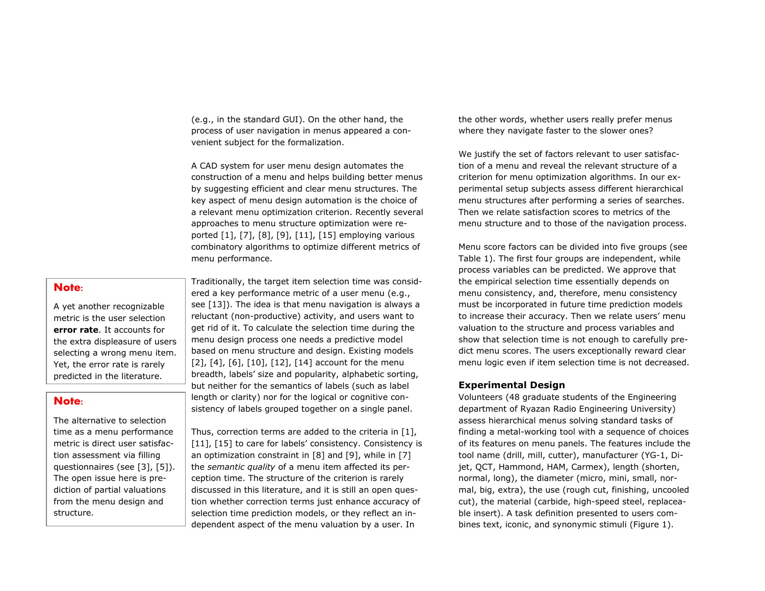(e.g., in the standard GUI). On the other hand, the process of user navigation in menus appeared a convenient subject for the formalization.

A CAD system for user menu design automates the construction of a menu and helps building better menus by suggesting efficient and clear menu structures. The key aspect of menu design automation is the choice of a relevant menu optimization criterion. Recently several approaches to menu structure optimization were reported [1], [7], [8], [9], [11], [15] employing various combinatory algorithms to optimize different metrics of menu performance.

**Note:**

A yet another recognizable metric is the user selection **error rate**. It accounts for the extra displeasure of users selecting a wrong menu item. Yet, the error rate is rarely predicted in the literature.

**Note:**

The alternative to selection time as a menu performance metric is direct user satisfaction assessment via filling questionnaires (see [3], [5]). The open issue here is prediction of partial valuations from the menu design and structure.

Traditionally, the target item selection time was considered a key performance metric of a user menu (e.g., see [13]). The idea is that menu navigation is always a reluctant (non-productive) activity, and users want to get rid of it. To calculate the selection time during the menu design process one needs a predictive model based on menu structure and design. Existing models [2], [4], [6], [10], [12], [14] account for the menu breadth, labels' size and popularity, alphabetic sorting, but neither for the semantics of labels (such as label length or clarity) nor for the logical or cognitive consistency of labels grouped together on a single panel.

Thus, correction terms are added to the criteria in [1], [11], [15] to care for labels' consistency. Consistency is an optimization constraint in [8] and [9], while in [7] the *semantic quality* of a menu item affected its perception time. The structure of the criterion is rarely discussed in this literature, and it is still an open question whether correction terms just enhance accuracy of selection time prediction models, or they reflect an independent aspect of the menu valuation by a user. In the other words, whether users really prefer menus where they navigate faster to the slower ones?

We justify the set of factors relevant to user satisfaction of a menu and reveal the relevant structure of a criterion for menu optimization algorithms. In our experimental setup subjects assess different hierarchical menu structures after performing a series of searches. Then we relate satisfaction scores to metrics of the menu structure and to those of the navigation process.

Menu score factors can be divided into five groups (see Table 1). The first four groups are independent, while process variables can be predicted. We approve that the empirical selection time essentially depends on menu consistency, and, therefore, menu consistency must be incorporated in future time prediction models to increase their accuracy. Then we relate users' menu valuation to the structure and process variables and show that selection time is not enough to carefully predict menu scores. The users exceptionally reward clear menu logic even if item selection time is not decreased.

### Experimental Design

Volunteers (48 graduate students of the Engineering department of Ryazan Radio Engineering University) assess hierarchical menus solving standard tasks of finding a metal-working tool with a sequence of choices of its features on menu panels. The features include the tool name (drill, mill, cutter), manufacturer (YG-1, Dijet, QCT, Hammond, HAM, Carmex), length (shorten, normal, long), the diameter (micro, mini, small, normal, big, extra), the use (rough cut, finishing, uncooled cut), the material (carbide, high-speed steel, replaceable insert). A task definition presented to users combines text, iconic, and synonymic stimuli (Figure 1).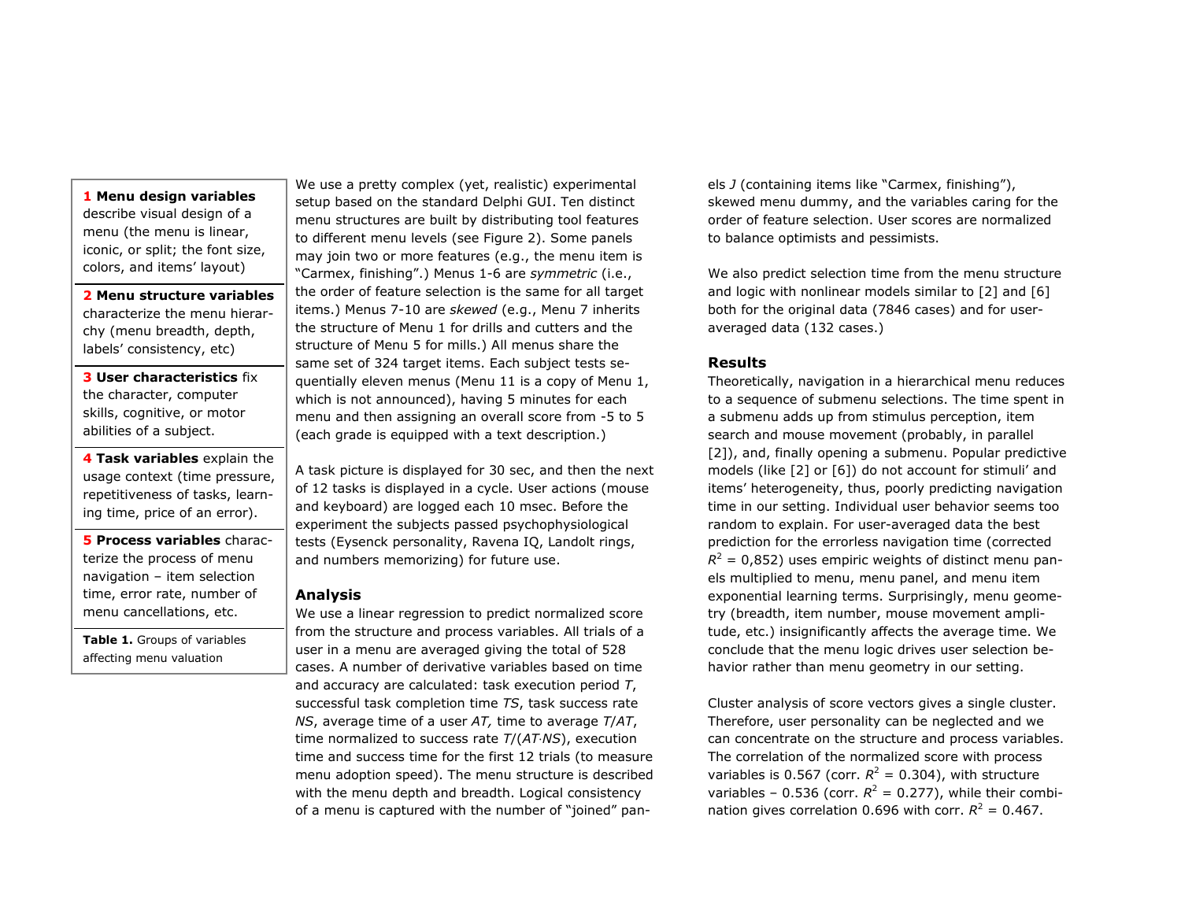| |
|---|
| **1 Menu design variables** describe visual design of a menu (the menu is linear, iconic, or split; the font size, colors, and items' layout) |
| **2 Menu structure variables** characterize the menu hierarchy (menu breadth, depth, labels' consistency, etc) |
| **3 User characteristics** fix the character, computer skills, cognitive, or motor abilities of a subject. |
| **4 Task variables** explain the usage context (time pressure, repetitiveness of tasks, learning time, price of an error). |
| **5 Process variables** characterize the process of menu navigation – item selection time, error rate, number of menu cancellations, etc. |

**Table 1.** Groups of variables affecting menu valuation

We use a pretty complex (yet, realistic) experimental setup based on the standard Delphi GUI. Ten distinct menu structures are built by distributing tool features to different menu levels (see Figure 2). Some panels may join two or more features (e.g., the menu item is "Carmex, finishing".) Menus 1-6 are *symmetric* (i.e., the order of feature selection is the same for all target items.) Menus 7-10 are *skewed* (e.g., Menu 7 inherits the structure of Menu 1 for drills and cutters and the structure of Menu 5 for mills.) All menus share the same set of 324 target items. Each subject tests sequentially eleven menus (Menu 11 is a copy of Menu 1, which is not announced), having 5 minutes for each menu and then assigning an overall score from -5 to 5 (each grade is equipped with a text description.)

A task picture is displayed for 30 sec, and then the next of 12 tasks is displayed in a cycle. User actions (mouse and keyboard) are logged each 10 msec. Before the experiment the subjects passed psychophysiological tests (Eysenck personality, Ravena IQ, Landolt rings, and numbers memorizing) for future use.

## Analysis

We use a linear regression to predict normalized score from the structure and process variables. All trials of a user in a menu are averaged giving the total of 528 cases. A number of derivative variables based on time and accuracy are calculated: task execution period $T$, successful task completion time $TS$, task success rate $NS$, average time of a user $AT$, time to average $T/AT$, time normalized to success rate $T/(AT \cdot NS)$, execution time and success time for the first 12 trials (to measure menu adoption speed). The menu structure is described with the menu depth and breadth. Logical consistency of a menu is captured with the number of "joined" panels $J$ (containing items like "Carmex, finishing"), skewed menu dummy, and the variables caring for the order of feature selection. User scores are normalized to balance optimists and pessimists.

We also predict selection time from the menu structure and logic with nonlinear models similar to [2] and [6] both for the original data (7846 cases) and for user-averaged data (132 cases.)

## Results

Theoretically, navigation in a hierarchical menu reduces to a sequence of submenu selections. The time spent in a submenu adds up from stimulus perception, item search and mouse movement (probably, in parallel [2]), and, finally opening a submenu. Popular predictive models (like [2] or [6]) do not account for stimuli' and items' heterogeneity, thus, poorly predicting navigation time in our setting. Individual user behavior seems too random to explain. For user-averaged data the best prediction for the errorless navigation time (corrected $R^2$ = 0,852) uses empiric weights of distinct menu panels multiplied to menu, menu panel, and menu item exponential learning terms. Surprisingly, menu geometry (breadth, item number, mouse movement amplitude, etc.) insignificantly affects the average time. We conclude that the menu logic drives user selection behavior rather than menu geometry in our setting.

Cluster analysis of score vectors gives a single cluster. Therefore, user personality can be neglected and we can concentrate on the structure and process variables. The correlation of the normalized score with process variables is 0.567 (corr. $R^2$ = 0.304), with structure variables – 0.536 (corr. $R^2$ = 0.277), while their combination gives correlation 0.696 with corr. $R^2$ = 0.467.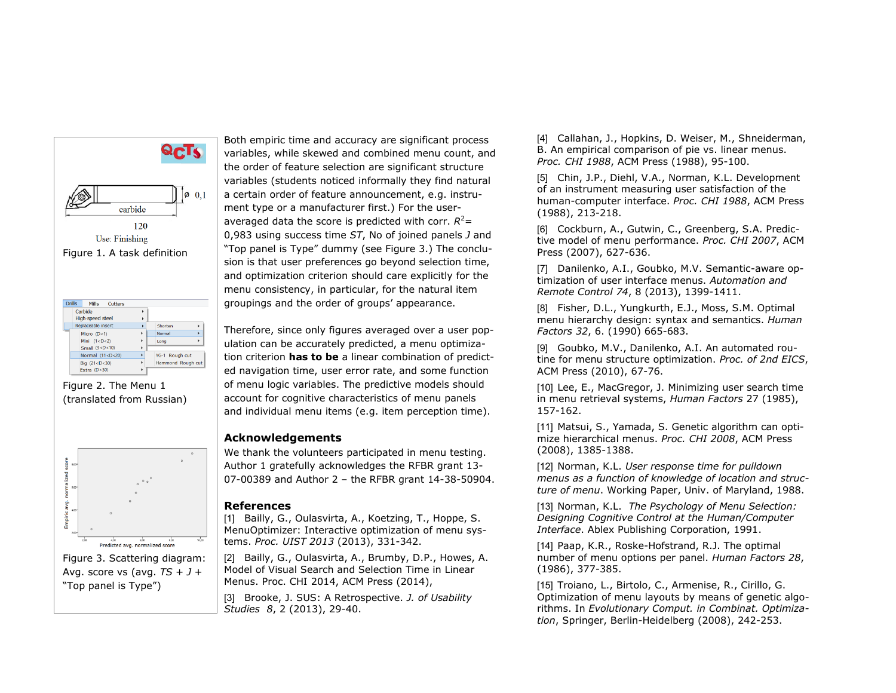QCTs

ø 0,1

carbide

120

Use: Finishing

Figure 1. A task definition

Drills Mills Cutters

Carbide

High-speed steel

Replaceable insert

Micro (D<1)

Mini (1<D<2)

Small (3<D<10)

Normal (11<D<20)

Big (21<D<30)

Extra (D>30)

Shorten

Normal

Long

YG-1 Rough cut

Hammond Rough cut

Figure 2. The Menu 1 (translated from Russian)

Empiric avg. normalized score

Predicted avg. normalized score

Figure 3. Scattering diagram: Avg. score vs (avg. *TS* + *J* + “Top panel is Type”)

Both empiric time and accuracy are significant process variables, while skewed and combined menu count, and the order of feature selection are significant structure variables (students noticed informally they find natural a certain order of feature announcement, e.g. instrument type or a manufacturer first.) For the user-averaged data the score is predicted with corr. $R^2$= 0,983 using success time *ST*, No of joined panels *J* and “Top panel is Type” dummy (see Figure 3.) The conclusion is that user preferences go beyond selection time, and optimization criterion should care explicitly for the menu consistency, in particular, for the natural item groupings and the order of groups’ appearance.

Therefore, since only figures averaged over a user population can be accurately predicted, a menu optimization criterion **has to be** a linear combination of predicted navigation time, user error rate, and some function of menu logic variables. The predictive models should account for cognitive characteristics of menu panels and individual menu items (e.g. item perception time).

## Acknowledgements

We thank the volunteers participated in menu testing. Author 1 gratefully acknowledges the RFBR grant 13-07-00389 and Author 2 – the RFBR grant 14-38-50904.

## References

[1] Bailly, G., Oulasvirta, A., Koetzing, T., Hoppe, S. MenuOptimizer: Interactive optimization of menu systems. *Proc. UIST 2013* (2013), 331-342.

[2] Bailly, G., Oulasvirta, A., Brumby, D.P., Howes, A. Model of Visual Search and Selection Time in Linear Menus. Proc. CHI 2014, ACM Press (2014),

[3] Brooke, J. SUS: A Retrospective. *J. of Usability Studies 8*, 2 (2013), 29-40.

[4] Callahan, J., Hopkins, D. Weiser, M., Shneiderman, B. An empirical comparison of pie vs. linear menus. *Proc. CHI 1988*, ACM Press (1988), 95-100.

[5] Chin, J.P., Diehl, V.A., Norman, K.L. Development of an instrument measuring user satisfaction of the human-computer interface. *Proc. CHI 1988*, ACM Press (1988), 213-218.

[6] Cockburn, A., Gutwin, C., Greenberg, S.A. Predictive model of menu performance. *Proc. CHI 2007*, ACM Press (2007), 627-636.

[7] Danilenko, A.I., Goubko, M.V. Semantic-aware optimization of user interface menus. *Automation and Remote Control 74*, 8 (2013), 1399-1411.

[8] Fisher, D.L., Yungkurth, E.J., Moss, S.M. Optimal menu hierarchy design: syntax and semantics. *Human Factors 32*, 6. (1990) 665-683.

[9] Goubko, M.V., Danilenko, A.I. An automated routine for menu structure optimization. *Proc. of 2nd EICS*, ACM Press (2010), 67-76.

[10] Lee, E., MacGregor, J. Minimizing user search time in menu retrieval systems, *Human Factors* 27 (1985), 157-162.

[11] Matsui, S., Yamada, S. Genetic algorithm can optimize hierarchical menus. *Proc. CHI 2008*, ACM Press (2008), 1385-1388.

[12] Norman, K.L. *User response time for pulldown menus as a function of knowledge of location and structure of menu*. Working Paper, Univ. of Maryland, 1988.

[13] Norman, K.L. *The Psychology of Menu Selection: Designing Cognitive Control at the Human/Computer Interface*. Ablex Publishing Corporation, 1991.

[14] Paap, K.R., Roske-Hofstrand, R.J. The optimal number of menu options per panel. *Human Factors 28*, (1986), 377-385.

[15] Troiano, L., Birtolo, C., Armenise, R., Cirillo, G. Optimization of menu layouts by means of genetic algorithms. In *Evolutionary Comput. in Combinat. Optimization*, Springer, Berlin-Heidelberg (2008), 242-253.